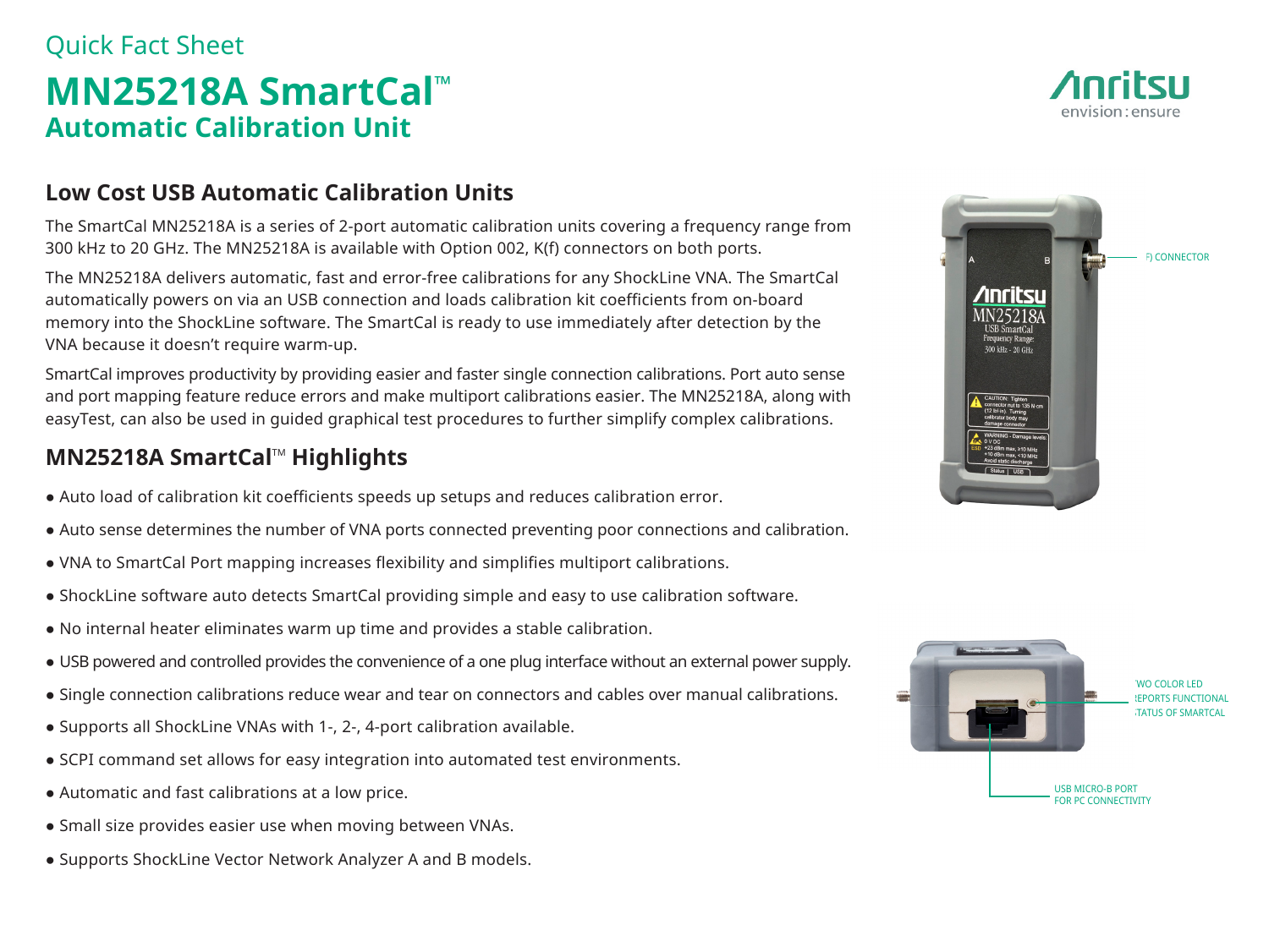Quick Fact Sheet

# MN25218A SmartCal™
## Automatic Calibration Unit

### Low Cost USB Automatic Calibration Units

The SmartCal MN25218A is a series of 2-port automatic calibration units covering a frequency range from 300 kHz to 20 GHz. The MN25218A is available with Option 002, K(f) connectors on both ports.

The MN25218A delivers automatic, fast and error-free calibrations for any ShockLine VNA. The SmartCal automatically powers on via an USB connection and loads calibration kit coefficients from on-board memory into the ShockLine software. The SmartCal is ready to use immediately after detection by the VNA because it doesn't require warm-up.

SmartCal improves productivity by providing easier and faster single connection calibrations. Port auto sense and port mapping feature reduce errors and make multiport calibrations easier. The MN25218A, along with easyTest, can also be used in guided graphical test procedures to further simplify complex calibrations.

### MN25218A SmartCal™ Highlights

- Auto load of calibration kit coefficients speeds up setups and reduces calibration error.
- Auto sense determines the number of VNA ports connected preventing poor connections and calibration.
- VNA to SmartCal Port mapping increases flexibility and simplifies multiport calibrations.
- ShockLine software auto detects SmartCal providing simple and easy to use calibration software.
- No internal heater eliminates warm up time and provides a stable calibration.
- USB powered and controlled provides the convenience of a one plug interface without an external power supply.
- Single connection calibrations reduce wear and tear on connectors and cables over manual calibrations.
- Supports all ShockLine VNAs with 1-, 2-, 4-port calibration available.
- SCPI command set allows for easy integration into automated test environments.
- Automatic and fast calibrations at a low price.
- Small size provides easier use when moving between VNAs.
- Supports ShockLine Vector Network Analyzer A and B models.

F) CONNECTOR

WO COLOR LED REPORTS FUNCTIONAL STATUS OF SMARTCAL

USB MICRO-B PORT FOR PC CONNECTIVITY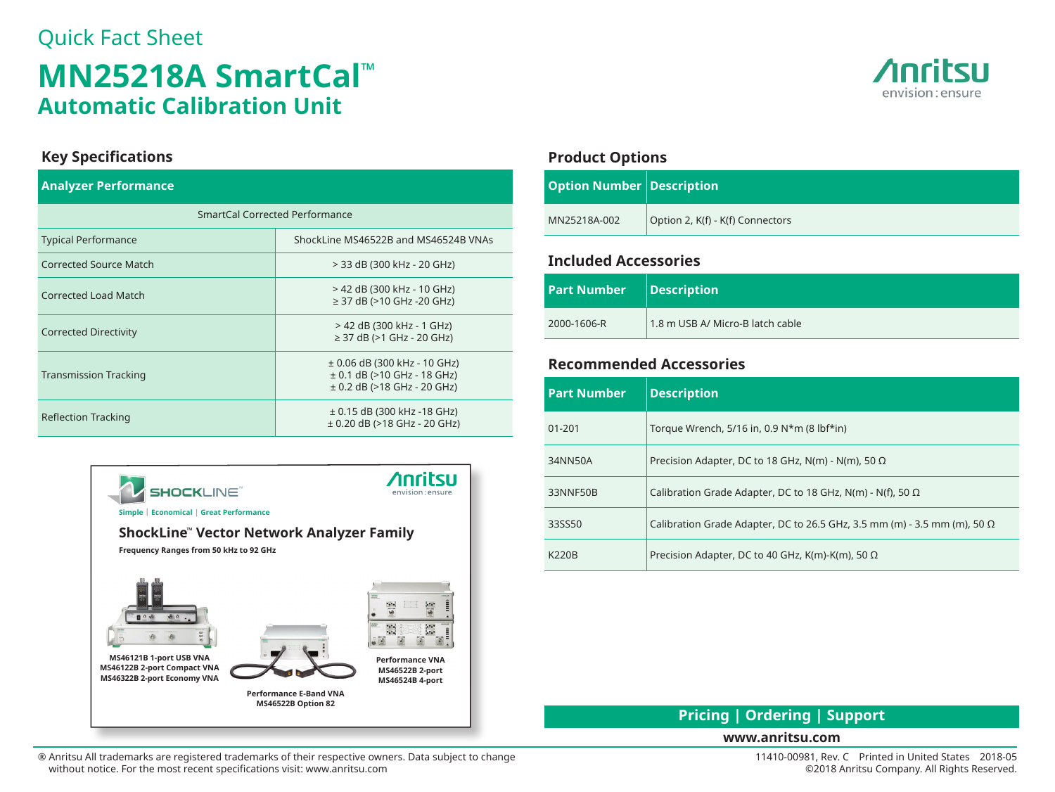Quick Fact Sheet

# MN25218A SmartCal™

## Automatic Calibration Unit

### Key Specifications

| Analyzer Performance | |
|---|---|
| SmartCal Corrected Performance | |
| Typical Performance | ShockLine MS46522B and MS46524B VNAs |
| Corrected Source Match | > 33 dB (300 kHz - 20 GHz) |
| Corrected Load Match | > 42 dB (300 kHz - 10 GHz)<br>≥ 37 dB (>10 GHz -20 GHz) |
| Corrected Directivity | > 42 dB (300 kHz - 1 GHz)<br>≥ 37 dB (>1 GHz - 20 GHz) |
| Transmission Tracking | ± 0.06 dB (300 kHz - 10 GHz)<br>± 0.1 dB (>10 GHz - 18 GHz)<br>± 0.2 dB (>18 GHz - 20 GHz) |
| Reflection Tracking | ± 0.15 dB (300 kHz -18 GHz)<br>± 0.20 dB (>18 GHz - 20 GHz) |

SHOCKLINE™
Simple | Economical | Great Performance

**ShockLine™ Vector Network Analyzer Family**

**Frequency Ranges from 50 kHz to 92 GHz**

MS46121B 1-port USB VNA
MS46122B 2-port Compact VNA
MS46322B 2-port Economy VNA

Performance E-Band VNA
MS46522B Option 82

Performance VNA
MS46522B 2-port
MS46524B 4-port

### Product Options

| Option Number | Description |
|---|---|
| MN25218A-002 | Option 2, K(f) - K(f) Connectors |

### Included Accessories

| Part Number | Description |
|---|---|
| 2000-1606-R | 1.8 m USB A/ Micro-B latch cable |

### Recommended Accessories

| Part Number | Description |
|---|---|
| 01-201 | Torque Wrench, 5/16 in, 0.9 N*m (8 lbf*in) |
| 34NN50A | Precision Adapter, DC to 18 GHz, N(m) - N(m), 50 Ω |
| 33NNF50B | Calibration Grade Adapter, DC to 18 GHz, N(m) - N(f), 50 Ω |
| 33SS50 | Calibration Grade Adapter, DC to 26.5 GHz, 3.5 mm (m) - 3.5 mm (m), 50 Ω |
| K220B | Precision Adapter, DC to 40 GHz, K(m)-K(m), 50 Ω |

**Pricing | Ordering | Support**

**www.anritsu.com**

® Anritsu All trademarks are registered trademarks of their respective owners. Data subject to change without notice. For the most recent specifications visit: www.anritsu.com

11410-00981, Rev. C Printed in United States 2018-05
©2018 Anritsu Company. All Rights Reserved.